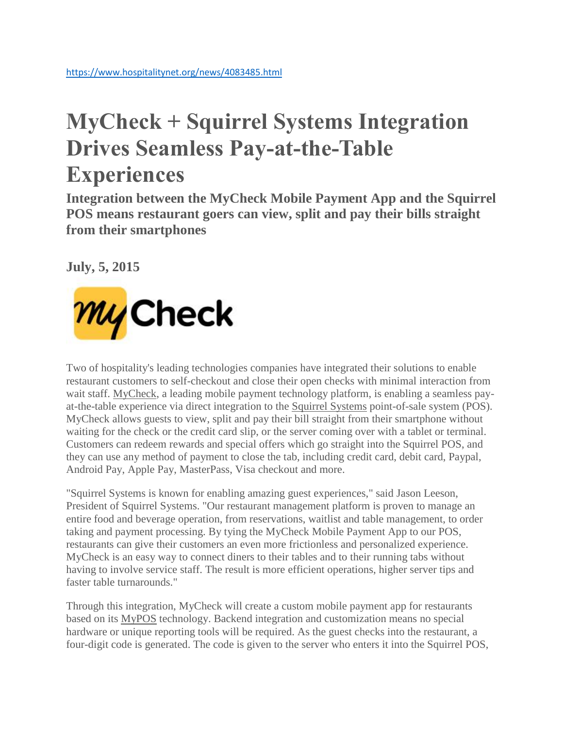https://www.hospitalitynet.org/news/4083485.html

# MyCheck + Squirrel Systems Integration Drives Seamless Pay-at-the-Table Experiences

## Integration between the MyCheck Mobile Payment App and the Squirrel POS means restaurant goers can view, split and pay their bills straight from their smartphones

**July, 5, 2015**

Two of hospitality's leading technologies companies have integrated their solutions to enable restaurant customers to self-checkout and close their open checks with minimal interaction from wait staff. MyCheck, a leading mobile payment technology platform, is enabling a seamless pay-at-the-table experience via direct integration to the Squirrel Systems point-of-sale system (POS). MyCheck allows guests to view, split and pay their bill straight from their smartphone without waiting for the check or the credit card slip, or the server coming over with a tablet or terminal. Customers can redeem rewards and special offers which go straight into the Squirrel POS, and they can use any method of payment to close the tab, including credit card, debit card, Paypal, Android Pay, Apple Pay, MasterPass, Visa checkout and more.

"Squirrel Systems is known for enabling amazing guest experiences," said Jason Leeson, President of Squirrel Systems. "Our restaurant management platform is proven to manage an entire food and beverage operation, from reservations, waitlist and table management, to order taking and payment processing. By tying the MyCheck Mobile Payment App to our POS, restaurants can give their customers an even more frictionless and personalized experience. MyCheck is an easy way to connect diners to their tables and to their running tabs without having to involve service staff. The result is more efficient operations, higher server tips and faster table turnarounds."

Through this integration, MyCheck will create a custom mobile payment app for restaurants based on its MyPOS technology. Backend integration and customization means no special hardware or unique reporting tools will be required. As the guest checks into the restaurant, a four-digit code is generated. The code is given to the server who enters it into the Squirrel POS,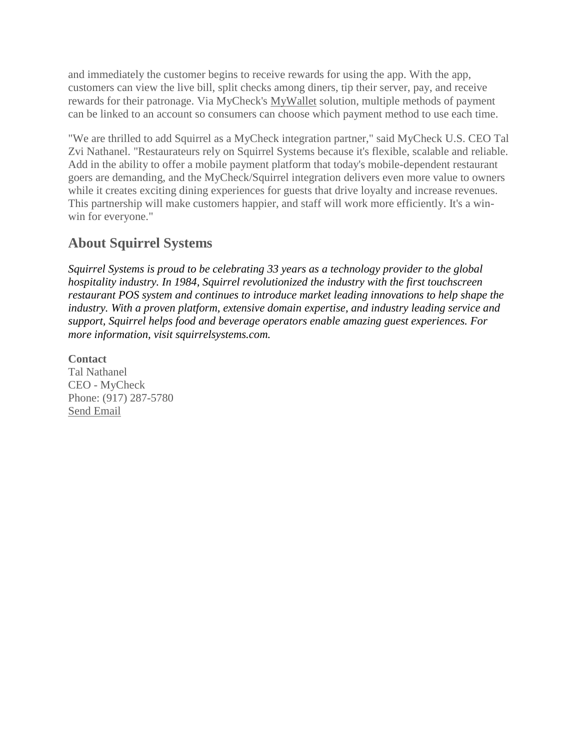and immediately the customer begins to receive rewards for using the app. With the app, customers can view the live bill, split checks among diners, tip their server, pay, and receive rewards for their patronage. Via MyCheck's MyWallet solution, multiple methods of payment can be linked to an account so consumers can choose which payment method to use each time.

"We are thrilled to add Squirrel as a MyCheck integration partner," said MyCheck U.S. CEO Tal Zvi Nathanel. "Restaurateurs rely on Squirrel Systems because it's flexible, scalable and reliable. Add in the ability to offer a mobile payment platform that today's mobile-dependent restaurant goers are demanding, and the MyCheck/Squirrel integration delivers even more value to owners while it creates exciting dining experiences for guests that drive loyalty and increase revenues. This partnership will make customers happier, and staff will work more efficiently. It's a win-win for everyone."

## About Squirrel Systems

*Squirrel Systems is proud to be celebrating 33 years as a technology provider to the global hospitality industry. In 1984, Squirrel revolutionized the industry with the first touchscreen restaurant POS system and continues to introduce market leading innovations to help shape the industry. With a proven platform, extensive domain expertise, and industry leading service and support, Squirrel helps food and beverage operators enable amazing guest experiences. For more information, visit squirrelsystems.com.*

**Contact**
Tal Nathanel
CEO - MyCheck
Phone: (917) 287-5780
Send Email